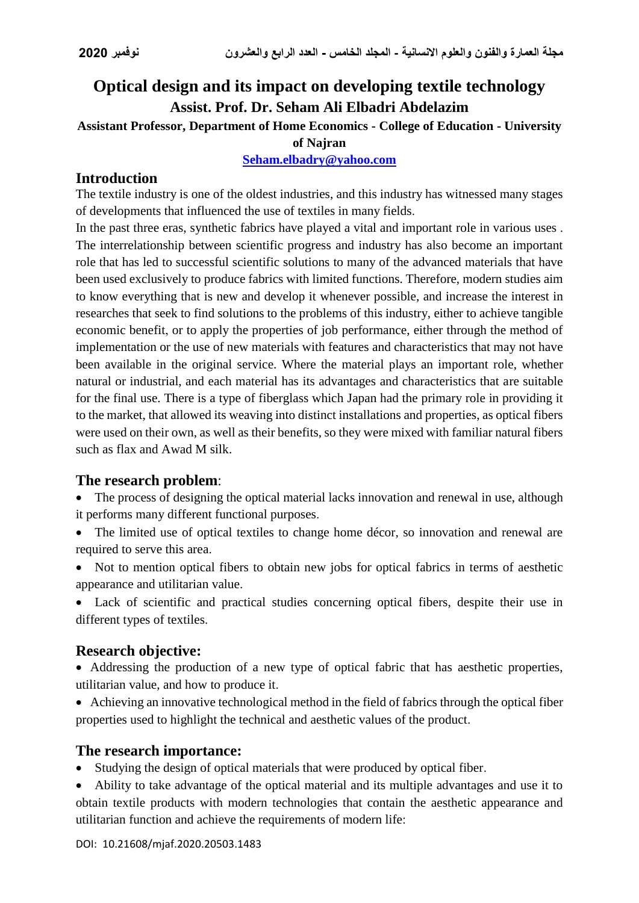# Optical design and its impact on developing textile technology

**Assist. Prof. Dr. Seham Ali Elbadri Abdelazim**

**Assistant Professor, Department of Home Economics - College of Education - University of Najran**

Seham.elbadry@yahoo.com

## Introduction

The textile industry is one of the oldest industries, and this industry has witnessed many stages of developments that influenced the use of textiles in many fields.

In the past three eras, synthetic fabrics have played a vital and important role in various uses . The interrelationship between scientific progress and industry has also become an important role that has led to successful scientific solutions to many of the advanced materials that have been used exclusively to produce fabrics with limited functions. Therefore, modern studies aim to know everything that is new and develop it whenever possible, and increase the interest in researches that seek to find solutions to the problems of this industry, either to achieve tangible economic benefit, or to apply the properties of job performance, either through the method of implementation or the use of new materials with features and characteristics that may not have been available in the original service. Where the material plays an important role, whether natural or industrial, and each material has its advantages and characteristics that are suitable for the final use. There is a type of fiberglass which Japan had the primary role in providing it to the market, that allowed its weaving into distinct installations and properties, as optical fibers were used on their own, as well as their benefits, so they were mixed with familiar natural fibers such as flax and Awad M silk.

## The research problem:

- The process of designing the optical material lacks innovation and renewal in use, although it performs many different functional purposes.
- The limited use of optical textiles to change home décor, so innovation and renewal are required to serve this area.
- Not to mention optical fibers to obtain new jobs for optical fabrics in terms of aesthetic appearance and utilitarian value.
- Lack of scientific and practical studies concerning optical fibers, despite their use in different types of textiles.

## Research objective:

- Addressing the production of a new type of optical fabric that has aesthetic properties, utilitarian value, and how to produce it.
- Achieving an innovative technological method in the field of fabrics through the optical fiber properties used to highlight the technical and aesthetic values of the product.

## The research importance:

- Studying the design of optical materials that were produced by optical fiber.
- Ability to take advantage of the optical material and its multiple advantages and use it to obtain textile products with modern technologies that contain the aesthetic appearance and utilitarian function and achieve the requirements of modern life:

DOI: 10.21608/mjaf.2020.20503.1483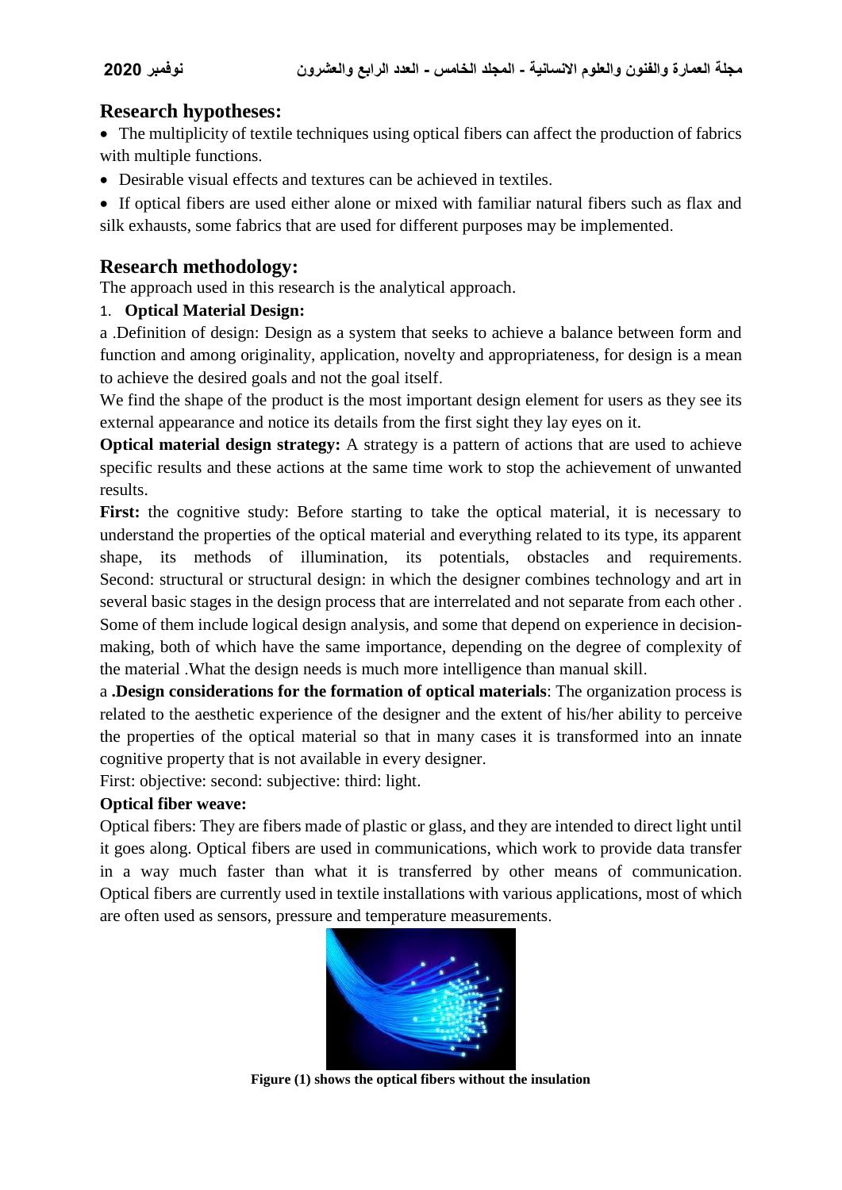## Research hypotheses:

- The multiplicity of textile techniques using optical fibers can affect the production of fabrics with multiple functions.
- Desirable visual effects and textures can be achieved in textiles.
- If optical fibers are used either alone or mixed with familiar natural fibers such as flax and silk exhausts, some fabrics that are used for different purposes may be implemented.

## Research methodology:

The approach used in this research is the analytical approach.

1. **Optical Material Design:**

a .Definition of design: Design as a system that seeks to achieve a balance between form and function and among originality, application, novelty and appropriateness, for design is a mean to achieve the desired goals and not the goal itself.

We find the shape of the product is the most important design element for users as they see its external appearance and notice its details from the first sight they lay eyes on it.

**Optical material design strategy:** A strategy is a pattern of actions that are used to achieve specific results and these actions at the same time work to stop the achievement of unwanted results.

**First:** the cognitive study: Before starting to take the optical material, it is necessary to understand the properties of the optical material and everything related to its type, its apparent shape, its methods of illumination, its potentials, obstacles and requirements. Second: structural or structural design: in which the designer combines technology and art in several basic stages in the design process that are interrelated and not separate from each other . Some of them include logical design analysis, and some that depend on experience in decision-making, both of which have the same importance, depending on the degree of complexity of the material .What the design needs is much more intelligence than manual skill.

a **.Design considerations for the formation of optical materials**: The organization process is related to the aesthetic experience of the designer and the extent of his/her ability to perceive the properties of the optical material so that in many cases it is transformed into an innate cognitive property that is not available in every designer.

First: objective: second: subjective: third: light.

**Optical fiber weave:**

Optical fibers: They are fibers made of plastic or glass, and they are intended to direct light until it goes along. Optical fibers are used in communications, which work to provide data transfer in a way much faster than what it is transferred by other means of communication. Optical fibers are currently used in textile installations with various applications, most of which are often used as sensors, pressure and temperature measurements.

**Figure (1) shows the optical fibers without the insulation**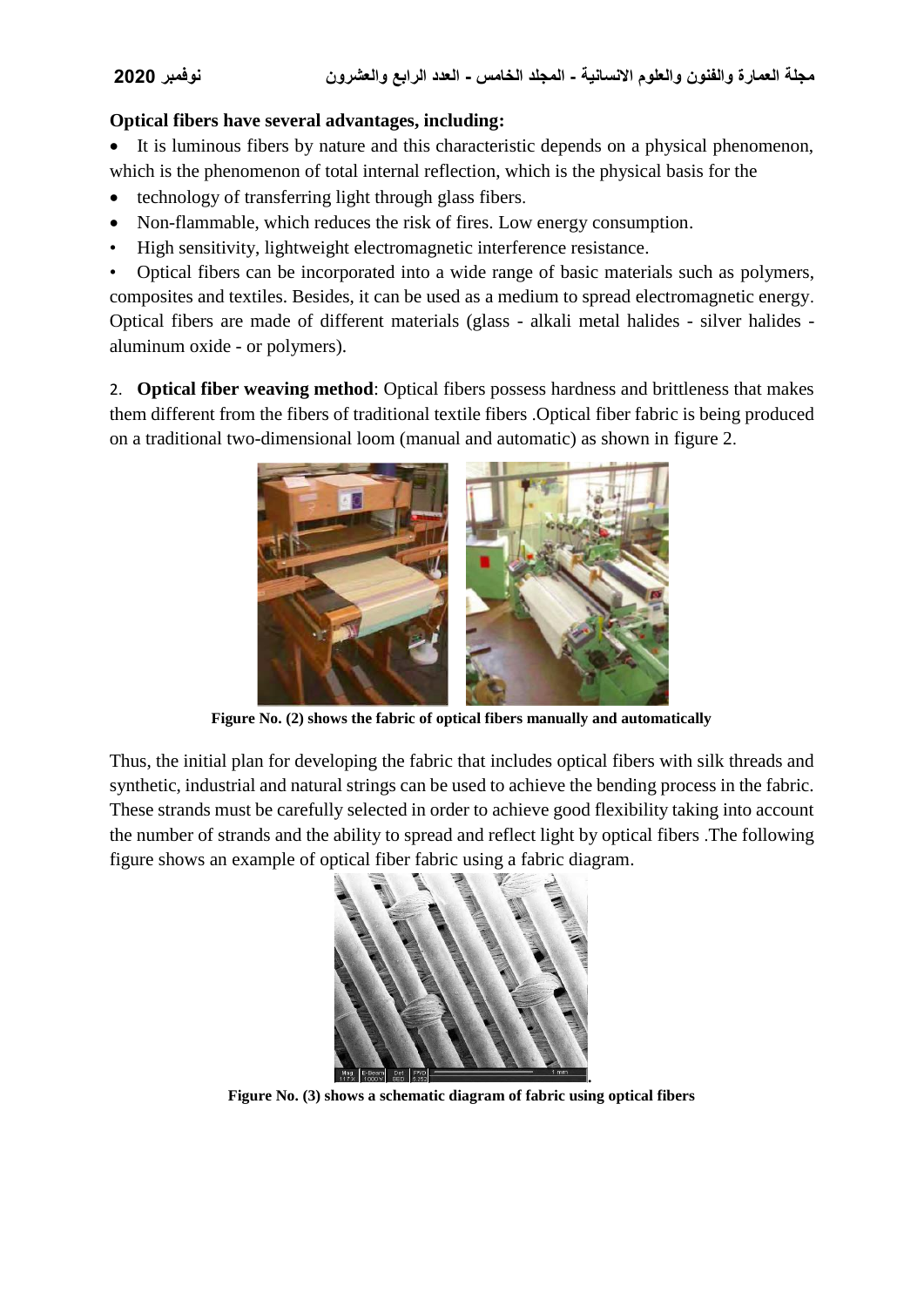**Optical fibers have several advantages, including:**

- It is luminous fibers by nature and this characteristic depends on a physical phenomenon, which is the phenomenon of total internal reflection, which is the physical basis for the
- technology of transferring light through glass fibers.
- Non-flammable, which reduces the risk of fires. Low energy consumption.
- High sensitivity, lightweight electromagnetic interference resistance.
- Optical fibers can be incorporated into a wide range of basic materials such as polymers, composites and textiles. Besides, it can be used as a medium to spread electromagnetic energy. Optical fibers are made of different materials (glass - alkali metal halides - silver halides - aluminum oxide - or polymers).

2. **Optical fiber weaving method**: Optical fibers possess hardness and brittleness that makes them different from the fibers of traditional textile fibers .Optical fiber fabric is being produced on a traditional two-dimensional loom (manual and automatic) as shown in figure 2.

**Figure No. (2) shows the fabric of optical fibers manually and automatically**

Thus, the initial plan for developing the fabric that includes optical fibers with silk threads and synthetic, industrial and natural strings can be used to achieve the bending process in the fabric. These strands must be carefully selected in order to achieve good flexibility taking into account the number of strands and the ability to spread and reflect light by optical fibers .The following figure shows an example of optical fiber fabric using a fabric diagram.

**Figure No. (3) shows a schematic diagram of fabric using optical fibers**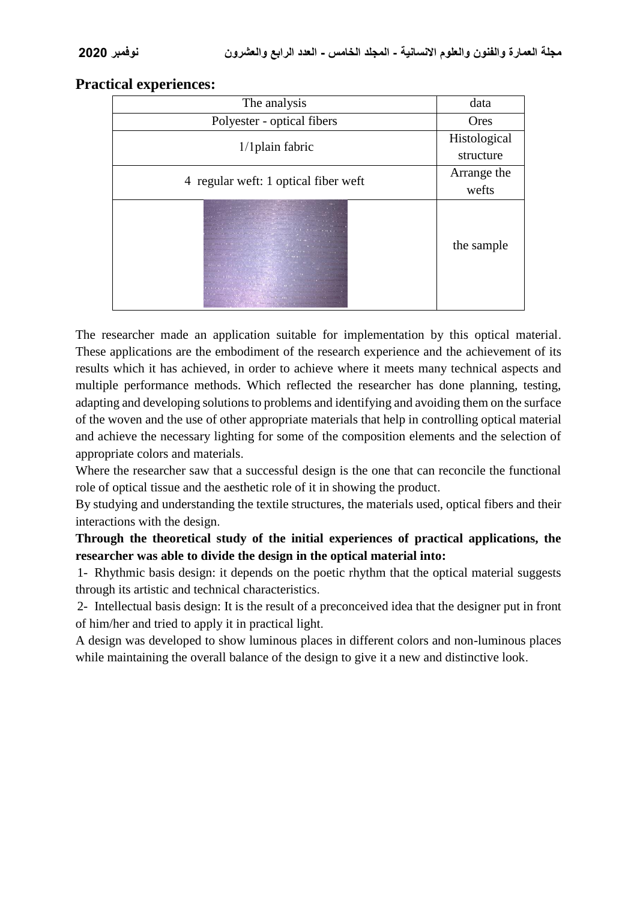## Practical experiences:

| The analysis | data |
|---|---|
| Polyester - optical fibers | Ores |
| 1/1plain fabric | Histological structure |
| 4 regular weft: 1 optical fiber weft | Arrange the wefts |
| | the sample |

The researcher made an application suitable for implementation by this optical material. These applications are the embodiment of the research experience and the achievement of its results which it has achieved, in order to achieve where it meets many technical aspects and multiple performance methods. Which reflected the researcher has done planning, testing, adapting and developing solutions to problems and identifying and avoiding them on the surface of the woven and the use of other appropriate materials that help in controlling optical material and achieve the necessary lighting for some of the composition elements and the selection of appropriate colors and materials.

Where the researcher saw that a successful design is the one that can reconcile the functional role of optical tissue and the aesthetic role of it in showing the product.

By studying and understanding the textile structures, the materials used, optical fibers and their interactions with the design.

**Through the theoretical study of the initial experiences of practical applications, the researcher was able to divide the design in the optical material into:**

1- Rhythmic basis design: it depends on the poetic rhythm that the optical material suggests through its artistic and technical characteristics.

2- Intellectual basis design: It is the result of a preconceived idea that the designer put in front of him/her and tried to apply it in practical light.

A design was developed to show luminous places in different colors and non-luminous places while maintaining the overall balance of the design to give it a new and distinctive look.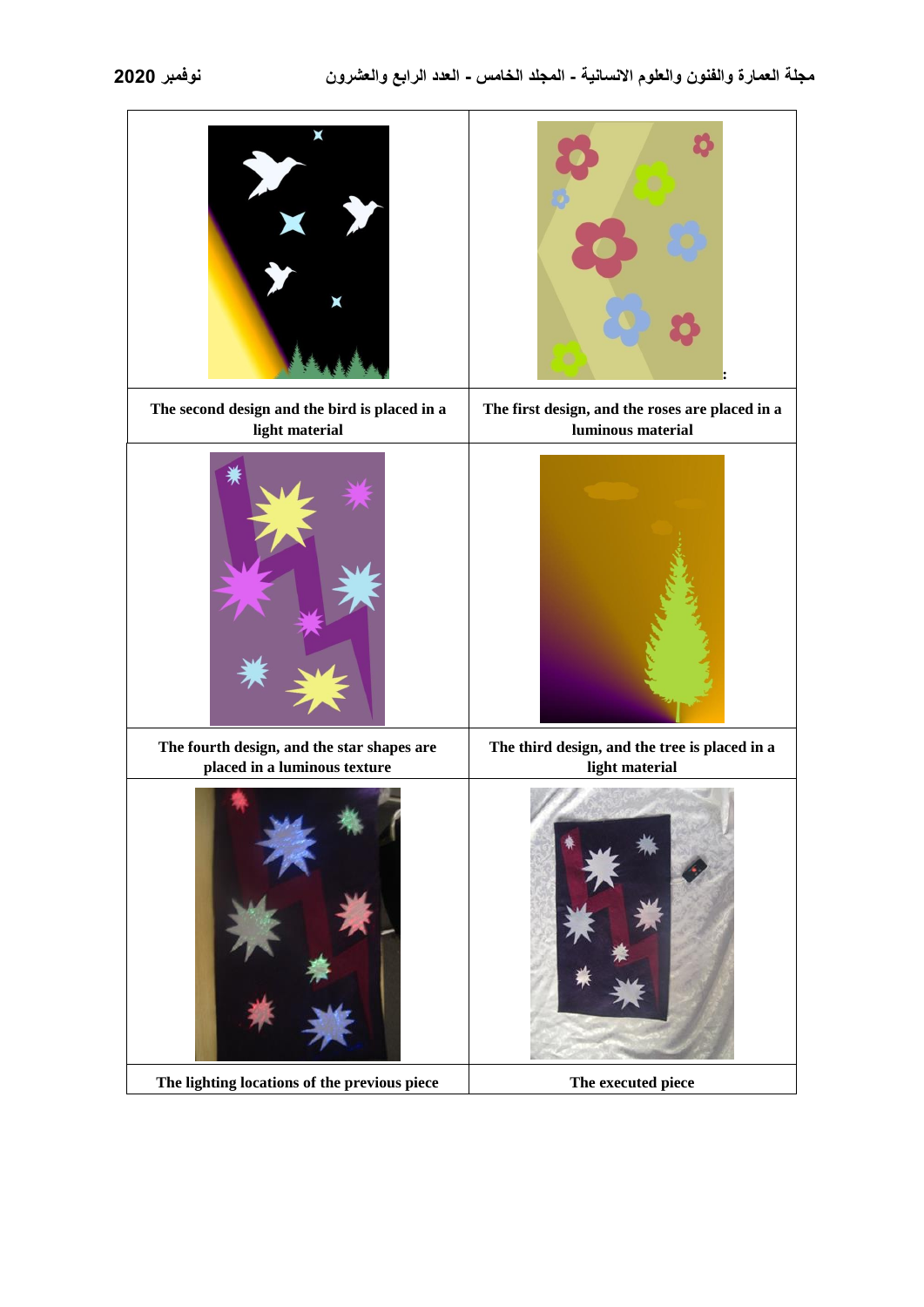| | |
|---|---|
| | : |
| The second design and the bird is placed in a light material | The first design, and the roses are placed in a luminous material |
| | |
| The fourth design, and the star shapes are placed in a luminous texture | The third design, and the tree is placed in a light material |
| | |
| The lighting locations of the previous piece | The executed piece |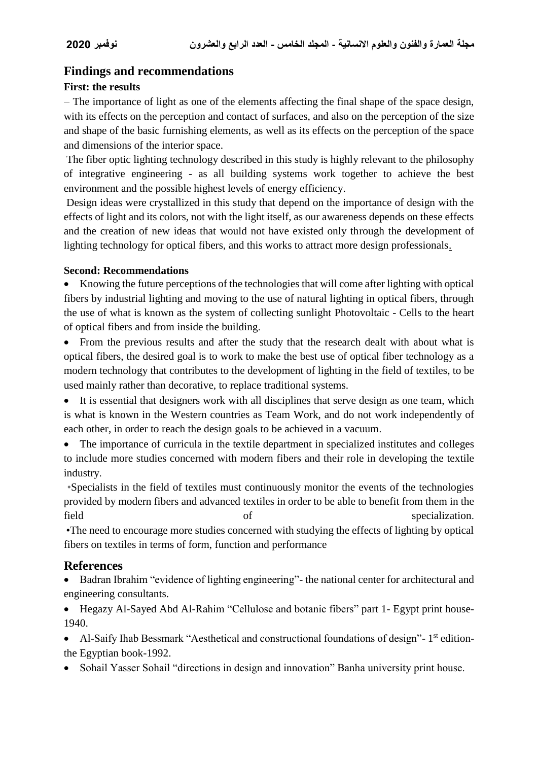## Findings and recommendations

### First: the results

– The importance of light as one of the elements affecting the final shape of the space design, with its effects on the perception and contact of surfaces, and also on the perception of the size and shape of the basic furnishing elements, as well as its effects on the perception of the space and dimensions of the interior space.

The fiber optic lighting technology described in this study is highly relevant to the philosophy of integrative engineering - as all building systems work together to achieve the best environment and the possible highest levels of energy efficiency.

Design ideas were crystallized in this study that depend on the importance of design with the effects of light and its colors, not with the light itself, as our awareness depends on these effects and the creation of new ideas that would not have existed only through the development of lighting technology for optical fibers, and this works to attract more design professionals.

### Second: Recommendations

- Knowing the future perceptions of the technologies that will come after lighting with optical fibers by industrial lighting and moving to the use of natural lighting in optical fibers, through the use of what is known as the system of collecting sunlight Photovoltaic - Cells to the heart of optical fibers and from inside the building.
- From the previous results and after the study that the research dealt with about what is optical fibers, the desired goal is to work to make the best use of optical fiber technology as a modern technology that contributes to the development of lighting in the field of textiles, to be used mainly rather than decorative, to replace traditional systems.
- It is essential that designers work with all disciplines that serve design as one team, which is what is known in the Western countries as Team Work, and do not work independently of each other, in order to reach the design goals to be achieved in a vacuum.
- The importance of curricula in the textile department in specialized institutes and colleges to include more studies concerned with modern fibers and their role in developing the textile industry.
- Specialists in the field of textiles must continuously monitor the events of the technologies provided by modern fibers and advanced textiles in order to be able to benefit from them in the field of specialization.
- The need to encourage more studies concerned with studying the effects of lighting by optical fibers on textiles in terms of form, function and performance

## References

- Badran Ibrahim "evidence of lighting engineering"- the national center for architectural and engineering consultants.
- Hegazy Al-Sayed Abd Al-Rahim "Cellulose and botanic fibers" part 1- Egypt print house-1940.
- Al-Saify Ihab Bessmark "Aesthetical and constructional foundations of design"- 1st edition- the Egyptian book-1992.
- Sohail Yasser Sohail "directions in design and innovation" Banha university print house.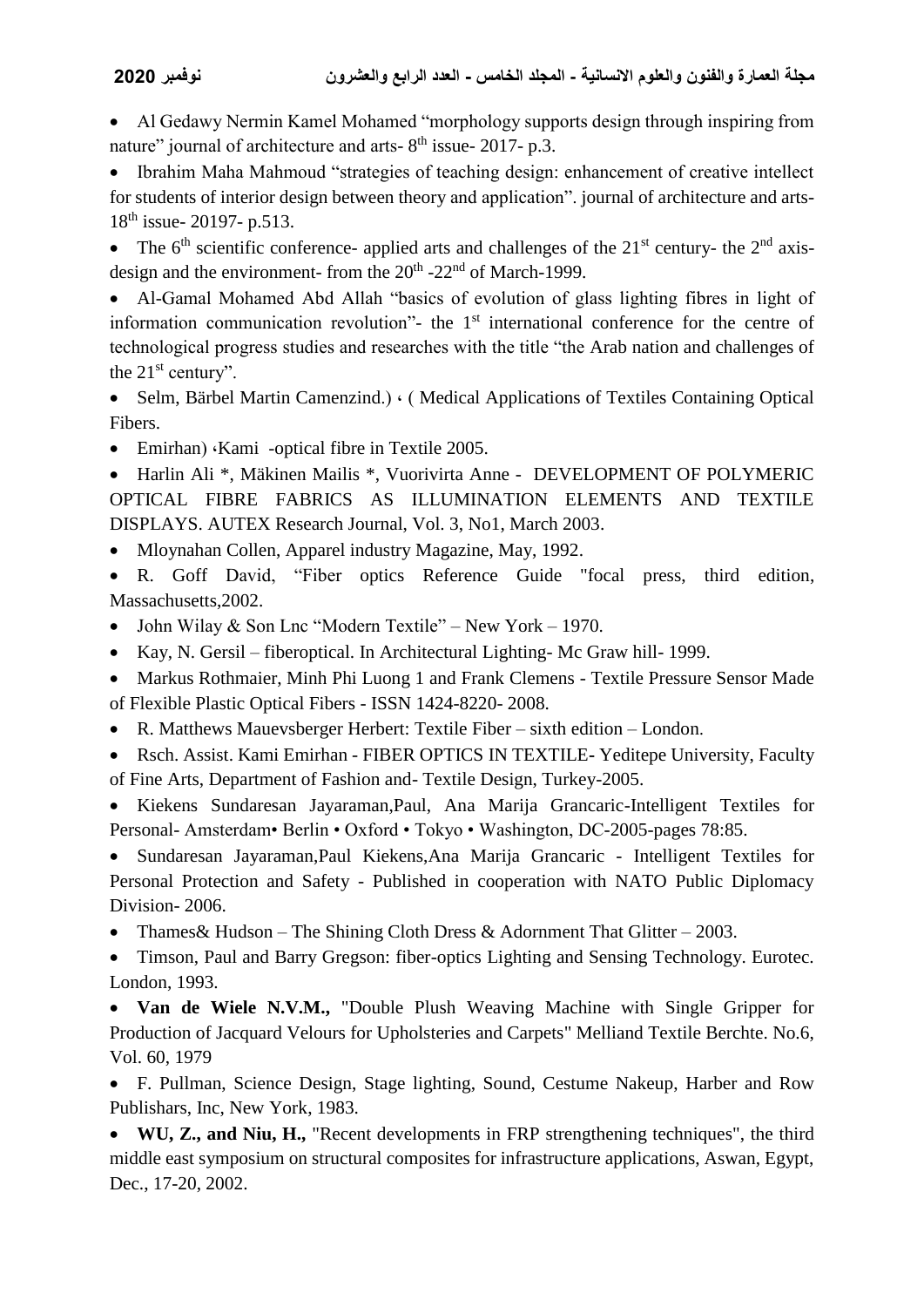- Al Gedawy Nermin Kamel Mohamed “morphology supports design through inspiring from nature” journal of architecture and arts- 8th issue- 2017- p.3.
- Ibrahim Maha Mahmoud “strategies of teaching design: enhancement of creative intellect for students of interior design between theory and application”. journal of architecture and arts- 18th issue- 20197- p.513.
- The 6th scientific conference- applied arts and challenges of the 21st century- the 2nd axis- design and the environment- from the 20th -22nd of March-1999.
- Al-Gamal Mohamed Abd Allah “basics of evolution of glass lighting fibres in light of information communication revolution”- the 1st international conference for the centre of technological progress studies and researches with the title “the Arab nation and challenges of the 21st century”.
- Selm, Bärbel Martin Camenzind.) ، ( Medical Applications of Textiles Containing Optical Fibers.
- Emirhan) ،Kami -optical fibre in Textile 2005.
- Harlin Ali *, Mäkinen Mailis *, Vuorivirta Anne - DEVELOPMENT OF POLYMERIC OPTICAL FIBRE FABRICS AS ILLUMINATION ELEMENTS AND TEXTILE DISPLAYS. AUTEX Research Journal, Vol. 3, No1, March 2003.
- Mloynahan Collen, Apparel industry Magazine, May, 1992.
- R. Goff David, “Fiber optics Reference Guide "focal press, third edition, Massachusetts,2002.
- John Wilay & Son Lnc “Modern Textile” – New York – 1970.
- Kay, N. Gersil – fiberoptical. In Architectural Lighting- Mc Graw hill- 1999.
- Markus Rothmaier, Minh Phi Luong 1 and Frank Clemens - Textile Pressure Sensor Made of Flexible Plastic Optical Fibers - ISSN 1424-8220- 2008.
- R. Matthews Mauevsberger Herbert: Textile Fiber – sixth edition – London.
- Rsch. Assist. Kami Emirhan - FIBER OPTICS IN TEXTILE- Yeditepe University, Faculty of Fine Arts, Department of Fashion and- Textile Design, Turkey-2005.
- Kiekens Sundaresan Jayaraman,Paul, Ana Marija Grancaric-Intelligent Textiles for Personal- Amsterdam• Berlin • Oxford • Tokyo • Washington, DC-2005-pages 78:85.
- Sundaresan Jayaraman,Paul Kiekens,Ana Marija Grancaric - Intelligent Textiles for Personal Protection and Safety - Published in cooperation with NATO Public Diplomacy Division- 2006.
- Thames& Hudson – The Shining Cloth Dress & Adornment That Glitter – 2003.
- Timson, Paul and Barry Gregson: fiber-optics Lighting and Sensing Technology. Eurotec. London, 1993.
- **Van de Wiele N.V.M.,** "Double Plush Weaving Machine with Single Gripper for Production of Jacquard Velours for Upholsteries and Carpets" Melliand Textile Berchte. No.6, Vol. 60, 1979
- F. Pullman, Science Design, Stage lighting, Sound, Cestume Nakeup, Harber and Row Publishars, Inc, New York, 1983.
- **WU, Z., and Niu, H.,** "Recent developments in FRP strengthening techniques", the third middle east symposium on structural composites for infrastructure applications, Aswan, Egypt, Dec., 17-20, 2002.